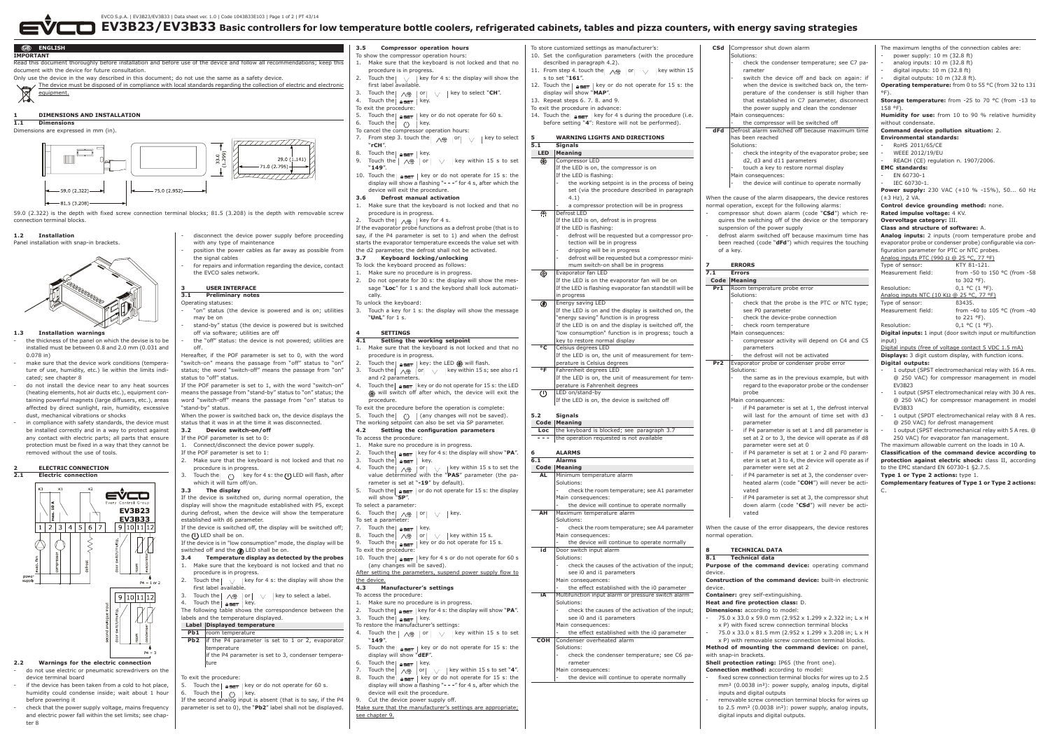# EV3B23/EV3B33 Basic controllers for low temperature bottle coolers, refrigerated cabinets, tables and pizza counters, with energy saving strategies

## ENGLISH

**IMPORTANT**

Read this document thoroughly before installation and before use of the device and follow all recommendations; keep this document with the device for future consultation.

Only use the device in the way described in this document; do not use the same as a safety device.

The device must be disposed of in compliance with local standards regarding the collection of electric and electronic equipment.

## 1 DIMENSIONS AND INSTALLATION

### 1.1 Dimensions

Dimensions are expressed in mm (in).

59.0 (2.322) is the depth with fixed screw connection terminal blocks; 81.5 (3.208) is the depth with removable screw connection terminal blocks.

### 1.2 Installation

Panel installation with snap-in brackets.

### 1.3 Installation warnings

- the thickness of the panel on which the device is to be installed must be between 0.8 and 2.0 mm (0.031 and 0.078 in)
- make sure that the device work conditions (temperature of use, humidity, etc.) lie within the limits indicated; see chapter 8
- do not install the device near to any heat sources (heating elements, hot air ducts etc.), equipment containing powerful magnets (large diffusers, etc.), areas affected by direct sunlight, rain, humidity, excessive dust, mechanical vibrations or shocks
- in compliance with safety standards, the device must be installed correctly and in a way to protect against any contact with electric parts; all parts that ensure protection must be fixed in a way that they cannot be removed without the use of tools.

## 2 ELECTRIC CONNECTION

### 2.1 Electric connection

### 2.2 Warnings for the electric connection

- do not use electric or pneumatic screwdrivers on the device terminal board
- if the device has been taken from a cold to hot place, humidity could condense inside; wait about 1 hour before powering it
- check that the power supply voltage, mains frequency and electric power fall within the set limits; see chapter 8
- disconnect the device power supply before proceeding with any type of maintenance
- position the power cables as far away as possible from the signal cables
- for repairs and information regarding the device, contact the EVCO sales network.

## 3 USER INTERFACE

### 3.1 Preliminary notes

Operating statuses:

- "on" status (the device is powered and is on; utilities may be on
- stand-by" status (the device is powered but is switched off via software; utilities are off
- the "off" status: the device is not powered; utilities are off.

Hereafter, if the POF parameter is set to 0, with the word "switch-on" means the passage from "off" status to "on" status; the word "switch-off" means the passage from "on" status to "off" status.

If the POF parameter is set to 1, with the word "switch-on" means the passage from "stand-by" status to "on" status; the word "switch-off" means the passage from "on" status to "stand-by" status.

When the power is switched back on, the device displays the status that it was in at the time it was disconnected.

### 3.2 Device switch-on/off

If the POF parameter is set to 0:

1. Connect/disconnect the device power supply.

If the POF parameter is set to 1:

2. Make sure that the keyboard is not locked and that no procedure is in progress.
3. Touch the ⏻ key for 4 s: the ⏻ LED will flash, after which it will turn off/on.

### 3.3 The display

If the device is switched on, during normal operation, the display will show the magnitude established with P5, except during defrost, when the device will show the temperature established with d6 parameter.

If the device is switched off, the display will be switched off; the ⏻ LED shall be on.

If the device is in "low consumption" mode, the display will be switched off and the energy saving LED shall be on.

### 3.4 Temperature display as detected by the probes

1. Make sure that the keyboard is not locked and that no procedure is in progress.
2. Touch the ∨ key for 4 s: the display will show the first label available.
3. Touch the ∧ or ∨ key to select a label.
4. Touch the SET key.

The following table shows the correspondence between the labels and the temperature displayed.

| Label | Displayed temperature |
|---|---|
| Pb1 | room temperature |
| Pb2 | if the P4 parameter is set to 1 or 2, evaporator temperature<br>if the P4 parameter is set to 3, condenser temperature |

To exit the procedure:

5. Touch the SET key or do not operate for 60 s.
6. Touch the ⏻ key.

If the second analog input is absent (that is to say, if the P4 parameter is set to 0), the "Pb2" label shall not be displayed.

### 3.5 Compressor operation hours

To show the compressor operation hours:

1. Make sure that the keyboard is not locked and that no procedure is in progress.
2. Touch the ∨ key for 4 s: the display will show the first label available.
3. Touch the ∧ or ∨ key to select "CH".
4. Touch the SET key.

To exit the procedure:

5. Touch the SET key or do not operate for 60 s.
6. Touch the ⏻ key.

To cancel the compressor operation hours:

7. From step 3. touch the ∧ or ∨ key to select "rCH".
8. Touch the SET key.
9. Touch the ∧ or ∨ key within 15 s to set "149".
10. Touch the SET key or do not operate for 15 s: the display will show a flashing "- - -" for 4 s, after which the device will exit the procedure.

### 3.6 Defrost manual activation

1. Make sure that the keyboard is not locked and that no procedure is in progress.
2. Touch the ∧ key for 4 s.

If the evaporator probe functions as a defrost probe (that is to say, if the P4 parameter is set to 1) and when the defrost starts the evaporator temperature exceeds the value set with the d2 parameter, the defrost shall not be activated.

### 3.7 Keyboard locking/unlocking

To lock the keyboard proceed as follows:

1. Make sure no procedure is in progress.
2. Do not operate for 30 s: the display will show the message "Loc" for 1 s and the keybord shall lock automatically.

To unlock the keyboard:

3. Touch a key for 1 s: the display will show the message "UnL" for 1 s.

## 4 SETTINGS

### 4.1 Setting the working setpoint

1. Make sure that the keyboard is not locked and that no procedure is in progress.
2. Touch the SET key: the LED ❄ will flash.
3. Touch the ∧ or ∨ key within 15 s; see also r1 and r2 parameters.
4. Touch the SET key or do not operate for 15 s: the LED ❄ will switch off after which, the device will exit the procedure.

To exit the procedure before the operation is complete:

5. Touch the ⏻ (any changes will not be saved).

The working setpoint can also be set via SP parameter.

### 4.2 Setting the configuration parameters

To access the procedure:

1. Make sure no procedure is in progress.
2. Touch the SET key for 4 s: the display will show "PA".
3. Touch the SET key.
4. Touch the ∧ or ∨ key within 15 s to set the value determined with the "PAS" parameter (the parameter is set at "-19" by default).
5. Touch the SET or do not operate for 15 s: the display will show "SP".

To select a parameter:

6. Touch the ∧ or ∨ key.

To set a parameter:

7. Touch the SET key.
8. Touch the ∧ or ∨ key within 15 s.
9. Touch the SET key or do not operate for 15 s.

To exit the procedure:

10. Touch the SET key for 4 s or do not operate for 60 s (any changes will be saved).

After setting the parameters, suspend power supply flow to the device.

### 4.3 Manufacturer's settings

To access the procedure:

1. Make sure no procedure is in progress.
2. Touch the SET key for 4 s: the display will show "PA".
3. Touch the SET key.

To restore the manufacturer's settings:

4. Touch the ∧ or ∨ key within 15 s to set "149".
5. Touch the SET key or do not operate for 15 s: the display will show "dEF".
6. Touch the SET key.
7. Touch the ∧ or ∨ key within 15 s to set "4".
8. Touch the SET key or do not operate for 15 s: the display will show a flashing "- - -" for 4 s, after which the device will exit the procedure.
9. Cut the device power supply off.

Make sure that the manufacturer's settings are appropriate; see chapter 9.

To store customized settings as manufacturer's:

10. Set the configuration parameters (with the procedure described in paragraph 4.2).
11. From step 4. touch the ∧ or ∨ key within 15 s to set "161".
12. Touch the SET key or do not operate for 15 s: the display will show "MAP".
13. Repeat steps 6. 7. 8. and 9.

To exit the procedure in advance:

14. Touch the SET key for 4 s during the procedure (i.e. before setting "4": Restore will not be performed).

## 5 WARNING LIGHTS AND DIRECTIONS

### 5.1 Signals

| LED | Meaning |
|---|---|
| ❄ | Compressor LED<br>If the LED is on, the compressor is on<br>If the LED is flashing:<br>- the working setpoint is in the process of being set (via the procedure described in paragraph 4.1)<br>- a compressor protection will be in progress |
| Defrost | Defrost LED<br>If the LED is on, defrost is in progress<br>If the LED is flashing:<br>- defrost will be requested but a compressor protection will be in progress<br>- dripping will be in progress<br>- defrost will be requested but a compressor minimum switch-on shall be in progress |
| Fan | Evaporator fan LED<br>If the LED is on the evaporator fan will be on<br>If the LED is flashing evaporator fan standstill will be in progress |
| Energy | Energy saving LED<br>If the LED is on and the display is switched on, the "energy saving" function is in progress<br>If the LED is on and the display is switched off, the "low consumption" function is in progress; touch a key to restore normal display |
| °C | Celsius degrees LED<br>If the LED is on, the unit of measurement for temperature is Celsius degrees |
| °F | Fahrenheit degrees LED<br>If the LED is on, the unit of measurement for temperature is Fahrenheit degrees |
| ⏻ | LED on/stand-by<br>If the LED is on, the device is switched off |

### 5.2 Signals

| Code | Meaning |
|---|---|
| Loc | the keyboard is blocked; see paragraph 3.7 |
| - - - | the operation requested is not available |

## 6 ALARMS

### 6.1 Alarms

| Code | Meaning |
|---|---|
| AL | Minimum temperature alarm<br>Solutions:<br>- check the room temperature; see A1 parameter<br>Main consequences:<br>- the device will continue to operate normally |
| AH | Maximum temperature alarm<br>Solutions:<br>- check the room temperature; see A4 parameter<br>Main consequences:<br>- the device will continue to operate normally |
| id | Door switch input alarm<br>Solutions:<br>- check the causes of the activation of the input; see i0 and i1 parameters<br>Main consequences:<br>- the effect established with the i0 parameter |
| iA | Multifunction input alarm or pressure switch alarm<br>Solutions:<br>- check the causes of the activation of the input; see i0 and i1 parameters<br>Main consequences:<br>- the effect established with the i0 parameter |
| COH | Condenser overheated alarm<br>Solutions:<br>- check the condenser temperature; see C6 parameter<br>Main consequences:<br>- the device will continue to operate normally |
| CSd | Compressor shut down alarm<br>Solutions:<br>- check the condenser temperature; see C7 parameter<br>- switch the device off and back on again: if when the device is switched back on, the temperature of the condenser is still higher than that established in C7 parameter, disconnect the power supply and clean the condenser<br>Main consequences:<br>- the compressor will be switched off |
| dFd | Defrost alarm switched off because maximum time has been reached<br>Solutions:<br>- check the integrity of the evaporator probe; see d2, d3 and d11 parameters<br>- touch a key to restore normal display<br>Main consequences:<br>- the device will continue to operate normally |

When the cause of the alarm disappears, the device restores normal operation, except for the following alarms:

- compressor shut down alarm (code "CSd") which requires the switching off of the device or the temporary suspension of the power supply
- defrost alarm switched off because maximum time has been reached (code "dFd") which requires the touching of a key.

## 7 ERRORS

### 7.1 Errors

| Code | Meaning |
|---|---|
| Pr1 | Room temperature probe error<br>Solutions:<br>- check that the probe is the PTC or NTC type; see P0 parameter<br>- check the device-probe connection<br>- check room temperature<br>Main consequences:<br>- compressor activity will depend on C4 and C5 parameters<br>- the defrost will not be activated |
| Pr2 | Evaporator probe or condenser probe error<br>Solutions:<br>- the same as in the previous example, but with regard to the evaporator probe or the condenser probe<br>Main consequences:<br>- if P4 parameter is set at 1, the defrost interval will last for the amount of time set with d3 parameter<br>- if P4 parameter is set at 1 and d8 parameter is set at 2 or to 3, the device will operate as if d8 parameter were set at 0<br>- if P4 parameter is set at 1 or 2 and F0 parameter is set at 3 to 4, the device will operate as if parameter were set at 2<br>- if P4 parameter is set at 3, the condenser overheated alarm (code "COH") will never be activated<br>- if P4 parameter is set at 3, the compressor shut down alarm (code "CSd") will never be activated |

When the cause of the error disappears, the device restores normal operation.

## 8 TECHNICAL DATA

### 8.1 Technical data

**Purpose of the command device:** operating command device.

**Construction of the command device:** built-in electronic device.

**Container:** grey self-extinguishing.

**Heat and fire protection class:** D.

**Dimensions:** according to model:

- 75.0 x 33.0 x 59.0 mm (2.952 x 1.299 x 2.322 in; L x H x P) with fixed screw connection terminal blocks
- 75.0 x 33.0 x 81.5 mm (2.952 x 1.299 x 3.208 in; L x H x P) with removable screw connection terminal blocks.

**Method of mounting the command device:** on panel, with snap-in brackets.

**Shell protection rating:** IP65 (the front one).

**Connection method:** according to model:

- fixed screw connection terminal blocks for wires up to 2.5 mm² (0.0038 in²): power supply, analog inputs, digital inputs and digital outputs
- removable screw connection terminal blocks for wires up to 2.5 mm² (0.0038 in²): power supply, analog inputs, digital inputs and digital outputs.

The maximum lengths of the connection cables are:

- power supply: 10 m (32.8 ft)
- analog inputs: 10 m (32.8 ft)
- digital inputs: 10 m (32.8 ft)
- digital outputs: 10 m (32.8 ft).

**Operating temperature:** from 0 to 55 °C (from 32 to 131 °F).

**Storage temperature:** from -25 to 70 °C (from -13 to 158 °F).

**Humidity for use:** from 10 to 90 % relative humidity without condensate.

**Command device pollution situation:** 2.

**Environmental standards:**

- RoHS 2011/65/CE
- WEEE 2012/19/EU
- REACH (CE) regulation n. 1907/2006.

**EMC standards:**

- EN 60730-1
- IEC 60730-1.

**Power supply:** 230 VAC (+10 % -15%), 50... 60 Hz (±3 Hz), 2 VA.

**Control device grounding method:** none.

**Rated impulse voltage:** 4 KV.

**Overvoltage category:** III.

**Class and structure of software:** A.

**Analog inputs:** 2 inputs (room temperature probe and evaporator probe or condenser probe) configurable via configuration parameter for PTC or NTC probes.

Analog inputs PTC (990 Ω @ 25 °C, 77 °F)

| | |
|---|---|
| Type of sensor: | KTY 81-121. |
| Measurement field: | from -50 to 150 °C (from -58 to 302 °F). |
| Resolution: | 0,1 °C (1 °F). |

Analog inputs NTC (10 KΩ @ 25 °C, 77 °F)

| | |
|---|---|
| Type of sensor: | ß3435. |
| Measurement field: | from -40 to 105 °C (from -40 to 221 °F). |
| Resolution: | 0,1 °C (1 °F). |

**Digital inputs:** 1 input (door switch input or multifunction input)

Digital inputs (free of voltage contact 5 VDC 1.5 mA)

**Displays:** 3 digit custom display, with function icons.

**Digital outputs:**

- 1 output (SPST electromechanical relay with 16 A res. @ 250 VAC) for compressor management in model EV3B23
- 1 output (SPST electromechanical relay with 30 A res. @ 250 VAC) for compressor management in model EV3B33
- 1 output (SPDT electromechanical relay with 8 A res. @ 250 VAC) for defrost management
- 1 output (SPST electromechanical relay with 5 A res. @ 250 VAC) for evaporator fan management.

The maximum allowable current on the loads in 10 A.

**Classification of the command device according to protection against electric shock:** class II, according to the EMC standard EN 60730-1 §2.7.5.

**Type 1 or Type 2 actions:** type 1.

**Complementary features of Type 1 or Type 2 actions:** C.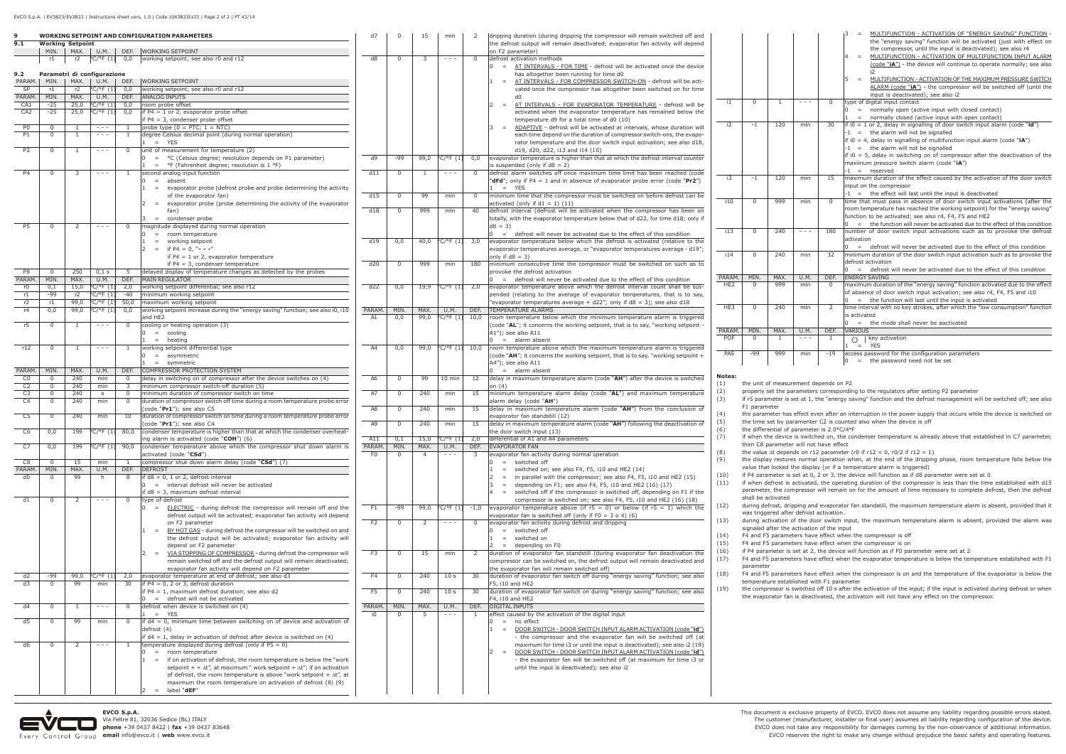## 9 WORKING SETPOINT AND CONFIGURATION PARAMETERS

### 9.1 Working Setpoint

| MIN. | MAX. | U.M. | DEF. | WORKING SETPOINT |
|---|---|---|---|---|
| r1 | r2 | °C/°F (1) | 0,0 | working setpoint; see also r0 and r12 |

### 9.2 Parametri di configurazione

| PARAM. | MIN. | MAX. | U.M. | DEF. | WORKING SETPOINT |
|---|---|---|---|---|---|
| SP | r1 | r2 | °C/°F (1) | 0,0 | working setpoint; see also r0 and r12 |
| PARAM. | MIN. | MAX. | U.M. | DEF. | ANALOG INPUTS |
| CA1 | -25 | 25,0 | °C/°F (1) | 0,0 | room probe offset |
| CA2 | -25 | 25,0 | °C/°F (1) | 0,0 | if P4 = 1 or 2, evaporator probe offset<br>if P4 = 3, condenser probe offset |
| P0 | 0 | 1 | - - - | 1 | probe type (0 = PTC; 1 = NTC) |
| P1 | 0 | 1 | - - - | 1 | degree Celsius decimal point (during normal operation)<br>1 = YES |
| P2 | 0 | 1 | - - - | 0 | unit of measurement for temperature (2)<br>0 = °C (Celsius degree; resolution depends on P1 parameter)<br>1 = °F (Fahrenheit degree; resolution is 1 °F) |
| P4 | 0 | 3 | - - - | 1 | second analog input function<br>0 = absent<br>1 = evaporator probe (defrost probe and probe determining the activity of the evaporator fan)<br>2 = evaporator probe (probe determining the activity of the evaporator fan)<br>3 = condenser probe |
| P5 | 0 | 2 | - - - | 0 | magnitude displayed during normal operation<br>0 = room temperature<br>1 = working setpoint<br>2 = if P4 = 0, "- - - -"<br>if P4 = 1 or 2, evaporator temperature<br>if P4 = 3, condenser temperature |
| P8 | 0 | 250 | 0,1 s | 5 | delayed display of temperature changes as detected by the probes |
| PARAM. | MIN. | MAX. | U.M. | DEF. | MAIN REGULATOR |
| r0 | 0,1 | 15,0 | °C/°F (1) | 2,0 | working setpoint differential; see also r12 |
| r1 | -99 | r2 | °C/°F (1) | -40 | minimum working setpoint |
| r2 | r1 | 99,0 | °C/°F (1) | 50,0 | maximum working setpoint |
| r4 | 0,0 | 99,0 | °C/°F (1) | 0,0 | working setpoint increase during the "energy saving" function; see also i0, i10 and HE2 |
| r5 | 0 | 1 | - - - | 0 | cooling or heating operation (3)<br>0 = cooling<br>1 = heating |
| r12 | 0 | 1 | - - - | 1 | working setpoint differential type<br>0 = asymmetric<br>1 = symmetric |
| PARAM. | MIN. | MAX. | U.M. | DEF. | COMPRESSOR PROTECTION SYSTEM |
| C0 | 0 | 240 | min | 0 | delay in switching on of compressor after the device switches on (4) |
| C2 | 0 | 240 | min | 3 | minimum compressor switch-off duration (5) |
| C3 | 0 | 240 | s | 0 | minimum duration of compressor switch on time |
| C4 | 0 | 240 | min | 0 | duration of compressor switch off time during a room temperature probe error (code "**Pr1**"); see also C5 |
| C5 | 0 | 240 | min | 10 | duration of compressor switch on time during a room temperature probe error (code "**Pr1**"); see also C4 |
| C6 | 0,0 | 199 | °C/°F (1) | 80,0 | condenser temperature is higher than that at which the condenser overheating alarm is activated (code "**COH**") (6) |
| C7 | 0,0 | 199 | °C/°F (1) | 90,0 | condenser temperature above which the compressor shut down alarm is activated (code "**CSd**") |
| C8 | 0 | 15 | min | 1 | compressor shut down alarm delay (code "**CSd**") (7) |
| PARAM. | MIN. | MAX. | U.M. | DEF. | DEFROST |
| d0 | 0 | 99 | h | 8 | if d8 = 0, 1 or 2, defrost interval<br>0 = interval defrost will never be activated<br>if d8 = 3, maximum defrost interval |
| d1 | 0 | 2 | - - - | 0 | type of defrost<br>0 = ELECTRIC - during defrost the compressor will remain off and the defrost output will be activated; evaporator fan activity will depend on F2 parameter<br>1 = BY HOT GAS - during defrost the compressor will be switched on and the defrost output will be activated; evaporator fan activity will depend on F2 parameter<br>2 = VIA STOPPING OF COMPRESSOR - during defrost the compressor will remain switched off and the defrost output will remain deactivated; evaporator fan activity will depend on F2 parameter |
| d2 | -99 | 99,0 | °C/°F (1) | 2,0 | evaporator temperature at end of defrost; see also d3 |
| d3 | 0 | 99 | min | 30 | if P4 = 0, 2 or 3, defrost duration<br>if P4 = 1, maximum defrost duration; see also d2<br>0 = defrost will not be activated |
| d4 | 0 | 1 | - - - | 0 | defrost when device is switched on (4)<br>1 = YES |
| d5 | 0 | 99 | min | 0 | if d4 = 0, minimum time between switching on of device and activation of defrost (4)<br>if d4 = 1, delay in activation of defrost after device is switched on (4) |
| d6 | 0 | 2 | - - - | 1 | temperature displayed during defrost (only if P5 = 0)<br>0 = room temperature<br>1 = if on activation of defrost, the room temperature is below the "work setpoint + Δt", at maximum " work setpoint + Δt"; if on activation of defrost, the room temperature is above "work setpoint + Δt", at maximum the room temperature on activation of defrost (8) (9)<br>2 = label "**dEF**" |
| d7 | 0 | 15 | min | 2 | dripping duration (during dripping the compressor will remain switched off and the defrost output will remain deactivated; evaporator fan activity will depend on F2 parameter) |
| d8 | 0 | 3 | - - - | 0 | defrost activation methods<br>0 = AT INTERVALS - FOR TIME - defrost will be activated once the device has altogether been running for time d0<br>1 = AT INTERVALS - FOR COMPRESSOR SWITCH-ON - defrost will be activated once the compressor has altogether been switched on for time d0<br>2 = AT INTERVALS - FOR EVAPORATOR TEMPERATURE - defrost will be activated when the evaporator temperature has remained below the temperature d9 for a total time of d0 (10)<br>3 = ADAPTIVE - defrost will be activated at intervals, whose duration will each time depend on the duration of compressor switch-ons, the evaporator temperature and the door switch input activation; see also d18, d19, d20, d22, i13 and i14 (10) |
| d9 | -99 | 99,0 | °C/°F (1) | 0,0 | evaporator temperature is higher than that at which the defrost interval counter is suspended (only if d8 = 2) |
| d11 | 0 | 1 | - - - | 0 | defrost alarm switches off once maximum time limit has been reached (code "**dFd**"; only if P4 = 1 and in absence of evaporator probe error (code "**Pr2**")<br>1 = YES |
| d15 | 0 | 99 | min | 0 | minimum time that the compressor must be switched on before defrost can be activated (only if d1 = 1) (11) |
| d18 | 0 | 999 | min | 40 | defrost interval (defrost will be activated when the compressor has been on totally, with the evaporator temperature below that of d22, for time d18; only if d8 = 3)<br>0 = defrost will never be activated due to the effect of this condition |
| d19 | 0,0 | 40,0 | °C/°F (1) | 3,0 | evaporator temperature below which the defrost is activated (relative to the evaporator temperatures average, or "evaporator temperatures average - d19"; only if d8 = 3) |
| d20 | 0 | 999 | min | 180 | minimum consecutive time the compressor must be switched on such as to provoke the defrost activation<br>0 = defrost will never be activated due to the effect of this condition |
| d22 | 0,0 | 19,9 | °C/°F (1) | 2,0 | evaporator temperature above which the defrost interval count shall be suspended (relating to the average of evaporator temperatures, that is to say, "evaporator temperatures average + d22"; only if d8 = 3); see also d18 |
| PARAM. | MIN. | MAX. | U.M. | DEF. | TEMPERATURE ALARMS |
| A1 | 0,0 | 99,0 | °C/°F (1) | 10,0 | room temperature below which the minimum temperature alarm is triggered (code "**AL**"; it concerns the working setpoint, that is to say, "working setpoint - A1"); see also A11<br>0 = alarm absent |
| A4 | 0,0 | 99,0 | °C/°F (1) | 10,0 | room temperature above which the maximum temperature alarm is triggered (code "**AH**"; it concerns the working setpoint, that is to say, "working setpoint + A4"); see also A11<br>0 = alarm absent |
| A6 | 0 | 99 | 10 min | 12 | delay in maximum temperature alarm (code "**AH**") after the device is switched on (4) |
| A7 | 0 | 240 | min | 15 | minimum temperature alarm delay (code "**AL**") and maximum temperature alarm delay (code "**AH**") |
| A8 | 0 | 240 | min | 15 | delay in maximum temperature alarm (code "**AH**") from the conclusion of evaporator fan standstill (12) |
| A9 | 0 | 240 | min | 15 | delay in maximum temperature alarm (code "**AH**") following the deactivation of the door switch input (13) |
| A11 | 0,1 | 15,0 | °C/°F (1) | 2,0 | differential of A1 and A4 parameters |
| PARAM. | MIN. | MAX. | U.M. | DEF. | EVAPORATOR FAN |
| F0 | 0 | 4 | - - - | 3 | evaporator fan activity during normal operation<br>0 = switched off<br>1 = switched on; see also F4, F5, i10 and HE2 (14)<br>2 = in parallel with the compressor; see also F4, F5, i10 and HE2 (15)<br>3 = depending on F1; see also F4, F5, i10 and HE2 (16) (17)<br>4 = switched off if the compressor is switched off, depending on F1 if the compressor is switched on; see also F4, F5, i10 and HE2 (16) (18) |
| F1 | -99 | 99,0 | °C/°F (1) | -1,0 | evaporator temperature above (if r5 = 0) or below (if r5 = 1) which the evaporator fan is switched off (only if F0 = 3 o 4) (6) |
| F2 | 0 | 2 | - - - | 0 | evaporator fan activity during defrost and dripping<br>0 = switched off<br>1 = switched on<br>2 = depending on F0 |
| F3 | 0 | 15 | min | 2 | duration of evaporator fan standstill (during evaporator fan deactivation the compressor can be switched on, the defrost output will remain deactivated and the evaporator fan will remain switched off) |
| F4 | 0 | 240 | 10 s | 30 | duration of evaporator fan switch off during "energy saving" function; see also F5, i10 and HE2 |
| F5 | 0 | 240 | 10 s | 30 | duration of evaporator fan switch on during "energy saving" function; see also F4, i10 and HE2 |
| PARAM. | MIN. | MAX. | U.M. | DEF. | DIGITAL INPUTS |
| i0 | 0 | 5 | - - - | 1 | effect caused by the activation of the digital input<br>0 = no effect<br>1 = DOOR SWITCH - DOOR SWITCH INPUT ALARM ACTIVATION (code "**id**") - the compressor and the evaporator fan will be switched off (at maximum for time i3 or until the input is deactivated); see also i2 (19)<br>2 = DOOR SWITCH - DOOR SWITCH INPUT ALARM ACTIVATION (code "**id**") - the evaporator fan will be switched off (at maximum for time i3 or until the input is deactivated); see also i2<br>3 = MULTIFUNCTION - ACTIVATION OF "ENERGY SAVING" FUNCTION - the "energy saving" function will be activated (just with effect on the compressor, until the input is deactivated); see also r4<br>4 = MULTIFUNCTION - ACTIVATION OF MULTIFUNCTION INPUT ALARM (code "**iA**") - the device will continue to operate normally; see also i2<br>5 = MULTIFUNCTION - ACTIVATION OF THE MAXIMUM PRESSURE SWITCH ALARM (code "**iA**") - the compressor will be switched off (until the input is deactivated); see also i2 |
| i1 | 0 | 1 | - - - | 0 | type of digital input contact<br>0 = normally open (active input with closed contact)<br>1 = normally closed (active input with open contact) |
| i2 | -1 | 120 | min | 30 | if i0 = 1 or 2, delay in signalling of door switch input alarm (code "**id**")<br>-1 = the alarm will not be signalled<br>if i0 = 4, delay in signalling of multifunction input alarm (code "**iA**")<br>-1 = the alarm will not be signalled<br>if i0 = 5, delay in switching on of compressor after the deactivation of the maximum pressure switch alarm (code "**iA**")<br>-1 = reserved |
| i3 | -1 | 120 | min | 15 | maximum duration of the effect caused by the activation of the door switch input on the compressor<br>-1 = the effect will last until the input is deactivated |
| i10 | 0 | 999 | min | 0 | time that must pass in absence of door switch input activations (after the room temperature has reached the working setpoint) for the "energy saving" function to be activated; see also r4, F4, F5 and HE2<br>0 = the function will never be activated due to the effect of this condition |
| i13 | 0 | 240 | - - - | 180 | number of door switch input activations such as to provoke the defrost activation<br>0 = defrost will never be activated due to the effect of this condition |
| i14 | 0 | 240 | min | 32 | minimum duration of the door switch input activation such as to provoke the defrost activation<br>0 = defrost will never be activated due to the effect of this condition |
| PARAM. | MIN. | MAX. | U.M. | DEF. | ENERGY SAVING |
| HE2 | 0 | 999 | min | 0 | maximum duration of the "energy saving" function activated due to the effect of absence of door switch input activation; see also r4, F4, F5 and i10<br>0 = the function will last until the input is deactivated |
| HE3 | 0 | 240 | min | 2 | time interval with no key strokes, after which the "low consumption" function is activated<br>0 = the mode shall never be aactivated |
| PARAM. | MIN. | MAX. | U.M. | DEF. | VARIOUS |
| POF | 0 | 1 | - - - | 1 | key activation<br>1 = YES |
| PAS | -99 | 999 | min | -19 | access password for the configuration parameters<br>0 = the password need not be set |

**Notes:**

(1) the unit of measurement depends on P2
(2) properly set the parameters corresponding to the regulators after setting P2 parameter
(3) if r5 parameter is set at 1, the "energy saving" function and the defrost management will be switched off; see also F1 parameter
(4) the parameter has effect even after an interruption in the power supply that occurs while the device is switched on
(5) the time set by parameter C2 is counted also when the device is off
(6) the differential of parameter is 2.0°C/4°F
(7) if when the device is switched on, the condenser temperature is already above that established in C7 parameter, then C8 parameter will not have effect
(8) the value Δt depends on r12 parameter (r0 if r12 = 0, r0/2 if r12 = 1)
(9) the display restores normal operation when, at the end of the dripping phase, room temperature falls below the value that locked the display (or if a temperature alarm is triggered)
(10) if P4 parameter is set at 0, 2 or 3, the device will function as if d8 parameter were set at 0
(11) if when defrost is activated, the operating duration of the compressor is less than the time established with d15 parameter, the compressor will remain on for the amount of time necessary to complete defrost, then the defrost shall be activated
(12) during defrost, dripping and evaporator fan standstill, the maximum temperature alarm is absent, provided that it was triggered after defrost activation.
(13) during activation of the door switch input, the maximum temperature alarm is absent, provided the alarm was signaled after the activation of the input
(14) F4 and F5 parameters have effect when the compressor is off
(15) F4 and F5 parameters have effect when the compressor is on
(16) if P4 parameter is set at 2, the device will function as if F0 parameter were set at 2
(17) F4 and F5 parameters have effect when the evaporator temperature is below the temperature established with F1 parameter
(18) F4 and F5 parameters have effect when the compressor is on and the temperature of the evaporator is below the temperature established with F1 parameter
(19) the compressor is switched off 10 s after the activation of the input; if the input is activated during defrost or when the evaporator fan is deactivated, the activation will not have any effect on the compressor.

**EVCO S.p.A.**
Via Feltre 81, 32036 Sedico (BL) ITALY
**phone** +39 0437 8422 | **fax** +39 0437 83648
**email** info@evco.it | **web** www.evco.it

This document is exclusive property of EVCO. EVCO does not assume any liability regarding possible errors stated. The customer (manufacturer, installer or final user) assumes all liability regarding configuration of the device. EVCO does not take any responsibility for damages coming by the non-observance of additional information. EVCO reserves the right to make any change without prejudice the basic safety and operating features.